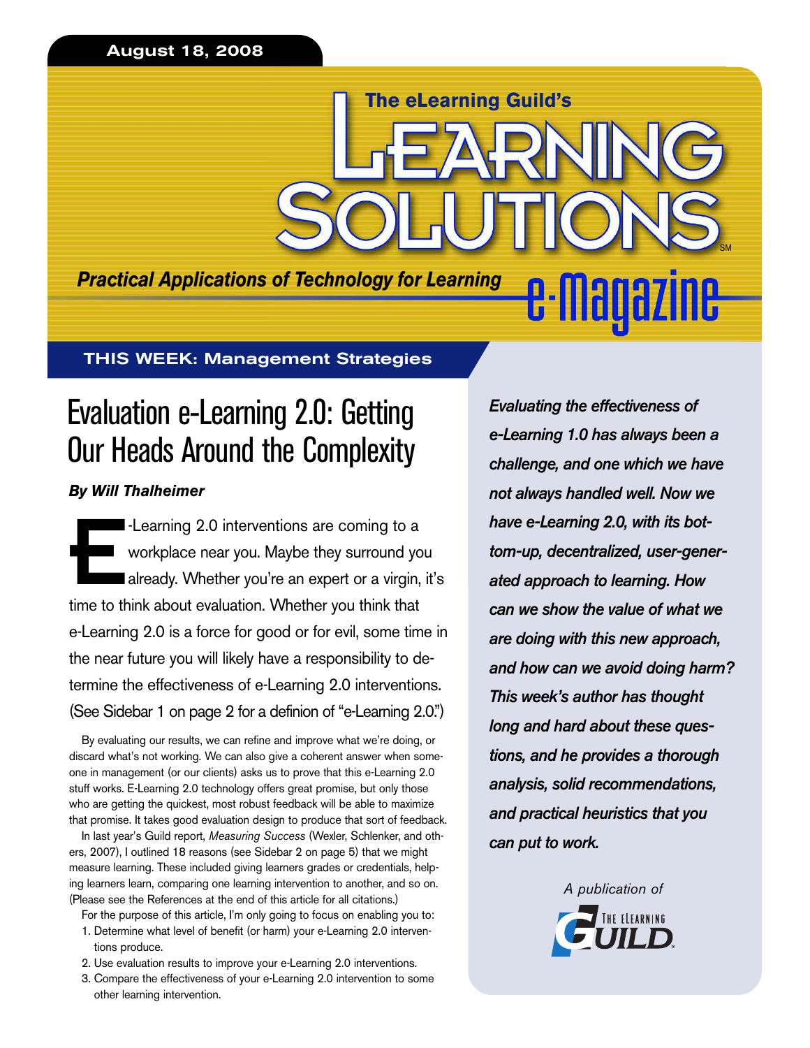August 18, 2008

The eLearning Guild's

# LEARNING SOLUTIONS e-Magazine

*Practical Applications of Technology for Learning*

THIS WEEK: Management Strategies

## Evaluation e-Learning 2.0: Getting Our Heads Around the Complexity

***By Will Thalheimer***

E-Learning 2.0 interventions are coming to a workplace near you. Maybe they surround you already. Whether you're an expert or a virgin, it's time to think about evaluation. Whether you think that e-Learning 2.0 is a force for good or for evil, some time in the near future you will likely have a responsibility to determine the effectiveness of e-Learning 2.0 interventions. (See Sidebar 1 on page 2 for a definion of "e-Learning 2.0.")

By evaluating our results, we can refine and improve what we're doing, or discard what's not working. We can also give a coherent answer when someone in management (or our clients) asks us to prove that this e-Learning 2.0 stuff works. E-Learning 2.0 technology offers great promise, but only those who are getting the quickest, most robust feedback will be able to maximize that promise. It takes good evaluation design to produce that sort of feedback.

In last year's Guild report, *Measuring Success* (Wexler, Schlenker, and others, 2007), I outlined 18 reasons (see Sidebar 2 on page 5) that we might measure learning. These included giving learners grades or credentials, helping learners learn, comparing one learning intervention to another, and so on. (Please see the References at the end of this article for all citations.)

For the purpose of this article, I'm only going to focus on enabling you to:

1. Determine what level of benefit (or harm) your e-Learning 2.0 interventions produce.
2. Use evaluation results to improve your e-Learning 2.0 interventions.
3. Compare the effectiveness of your e-Learning 2.0 intervention to some other learning intervention.

*Evaluating the effectiveness of e-Learning 1.0 has always been a challenge, and one which we have not always handled well. Now we have e-Learning 2.0, with its bottom-up, decentralized, user-generated approach to learning. How can we show the value of what we are doing with this new approach, and how can we avoid doing harm? This week's author has thought long and hard about these questions, and he provides a thorough analysis, solid recommendations, and practical heuristics that you can put to work.*

*A publication of*

THE eLEARNING GUILD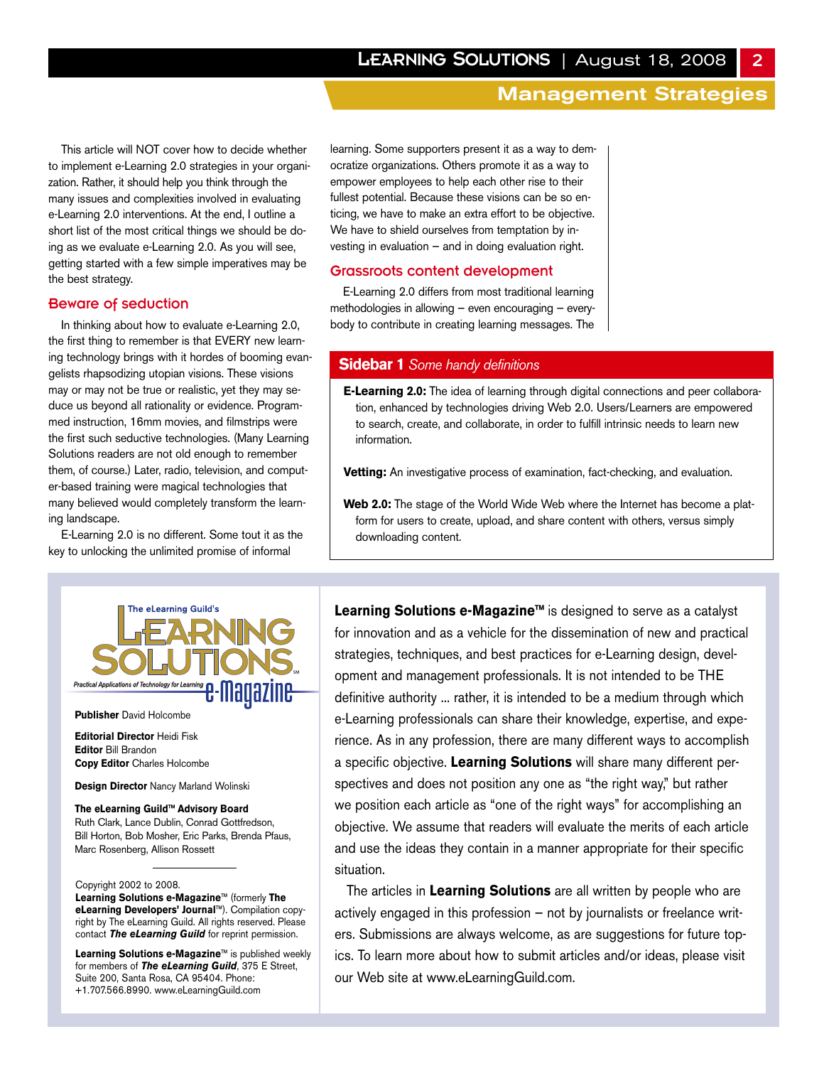## Management Strategies

This article will NOT cover how to decide whether to implement e-Learning 2.0 strategies in your organization. Rather, it should help you think through the many issues and complexities involved in evaluating e-Learning 2.0 interventions. At the end, I outline a short list of the most critical things we should be doing as we evaluate e-Learning 2.0. As you will see, getting started with a few simple imperatives may be the best strategy.

### Beware of seduction

In thinking about how to evaluate e-Learning 2.0, the first thing to remember is that EVERY new learning technology brings with it hordes of booming evangelists rhapsodizing utopian visions. These visions may or may not be true or realistic, yet they may seduce us beyond all rationality or evidence. Programmed instruction, 16mm movies, and filmstrips were the first such seductive technologies. (Many Learning Solutions readers are not old enough to remember them, of course.) Later, radio, television, and computer-based training were magical technologies that many believed would completely transform the learning landscape.

E-Learning 2.0 is no different. Some tout it as the key to unlocking the unlimited promise of informal learning. Some supporters present it as a way to democratize organizations. Others promote it as a way to empower employees to help each other rise to their fullest potential. Because these visions can be so enticing, we have to make an extra effort to be objective. We have to shield ourselves from temptation by investing in evaluation – and in doing evaluation right.

### Grassroots content development

E-Learning 2.0 differs from most traditional learning methodologies in allowing – even encouraging – everybody to contribute in creating learning messages. The

> **Sidebar 1** *Some handy definitions*
>
> **E-Learning 2.0:** The idea of learning through digital connections and peer collaboration, enhanced by technologies driving Web 2.0. Users/Learners are empowered to search, create, and collaborate, in order to fulfill intrinsic needs to learn new information.
>
> **Vetting:** An investigative process of examination, fact-checking, and evaluation.
>
> **Web 2.0:** The stage of the World Wide Web where the Internet has become a platform for users to create, upload, and share content with others, versus simply downloading content.

---

The eLearning Guild's LEARNING SOLUTIONS e-Magazine — Practical Applications of Technology for Learning

**Publisher** David Holcombe

**Editorial Director** Heidi Fisk
**Editor** Bill Brandon
**Copy Editor** Charles Holcombe

**Design Director** Nancy Marland Wolinski

**The eLearning Guild™ Advisory Board**
Ruth Clark, Lance Dublin, Conrad Gottfredson, Bill Horton, Bob Mosher, Eric Parks, Brenda Pfaus, Marc Rosenberg, Allison Rossett

Copyright 2002 to 2008.
**Learning Solutions e-Magazine**™ (formerly **The eLearning Developers' Journal**™). Compilation copyright by The eLearning Guild. All rights reserved. Please contact ***The eLearning Guild*** for reprint permission.

**Learning Solutions e-Magazine**™ is published weekly for members of ***The eLearning Guild***, 375 E Street, Suite 200, Santa Rosa, CA 95404. Phone: +1.707.566.8990. www.eLearningGuild.com

**Learning Solutions e-Magazine™** is designed to serve as a catalyst for innovation and as a vehicle for the dissemination of new and practical strategies, techniques, and best practices for e-Learning design, development and management professionals. It is not intended to be THE definitive authority ... rather, it is intended to be a medium through which e-Learning professionals can share their knowledge, expertise, and experience. As in any profession, there are many different ways to accomplish a specific objective. **Learning Solutions** will share many different perspectives and does not position any one as "the right way," but rather we position each article as "one of the right ways" for accomplishing an objective. We assume that readers will evaluate the merits of each article and use the ideas they contain in a manner appropriate for their specific situation.

The articles in **Learning Solutions** are all written by people who are actively engaged in this profession – not by journalists or freelance writers. Submissions are always welcome, as are suggestions for future topics. To learn more about how to submit articles and/or ideas, please visit our Web site at www.eLearningGuild.com.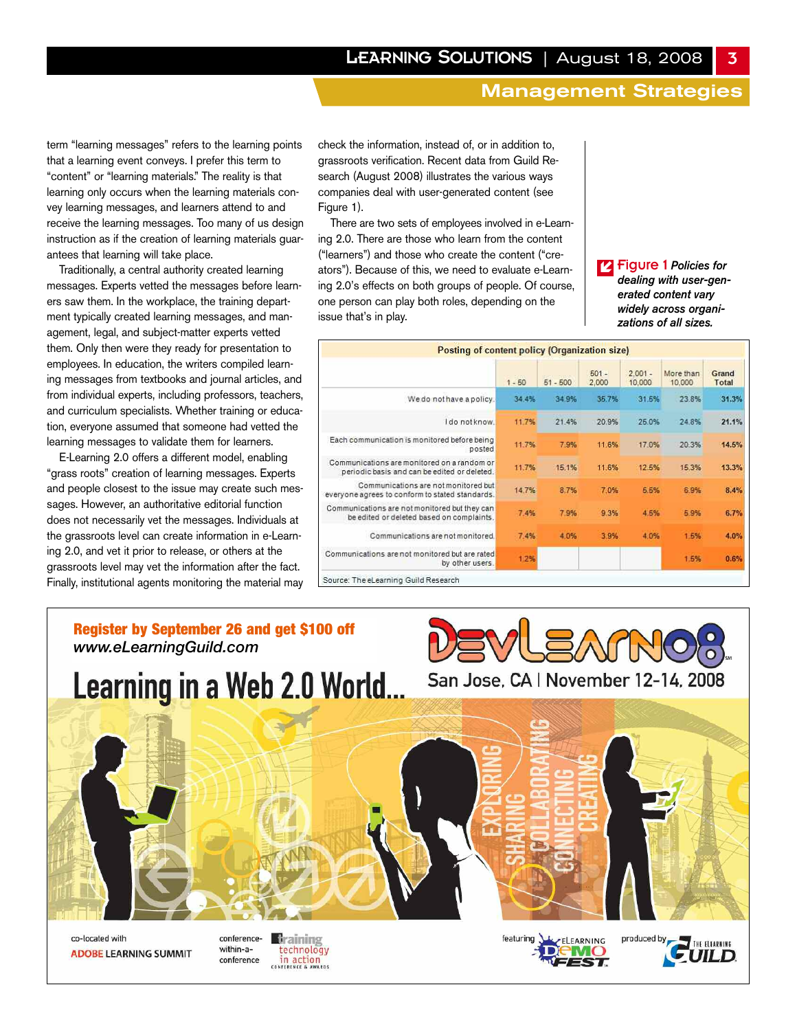term "learning messages" refers to the learning points that a learning event conveys. I prefer this term to "content" or "learning materials." The reality is that learning only occurs when the learning materials convey learning messages, and learners attend to and receive the learning messages. Too many of us design instruction as if the creation of learning materials guarantees that learning will take place.

Traditionally, a central authority created learning messages. Experts vetted the messages before learners saw them. In the workplace, the training department typically created learning messages, and management, legal, and subject-matter experts vetted them. Only then were they ready for presentation to employees. In education, the writers compiled learning messages from textbooks and journal articles, and from individual experts, including professors, teachers, and curriculum specialists. Whether training or education, everyone assumed that someone had vetted the learning messages to validate them for learners.

E-Learning 2.0 offers a different model, enabling "grass roots" creation of learning messages. Experts and people closest to the issue may create such messages. However, an authoritative editorial function does not necessarily vet the messages. Individuals at the grassroots level can create information in e-Learning 2.0, and vet it prior to release, or others at the grassroots level may vet the information after the fact. Finally, institutional agents monitoring the material may check the information, instead of, or in addition to, grassroots verification. Recent data from Guild Research (August 2008) illustrates the various ways companies deal with user-generated content (see Figure 1).

There are two sets of employees involved in e-Learning 2.0. There are those who learn from the content ("learners") and those who create the content ("creators"). Because of this, we need to evaluate e-Learning 2.0's effects on both groups of people. Of course, one person can play both roles, depending on the issue that's in play.

**Figure 1** ***Policies for dealing with user-generated content vary widely across organizations of all sizes.***

**Posting of content policy (Organization size)**

| | 1 - 50 | 51 - 500 | 501 - 2,000 | 2,001 - 10,000 | More than 10,000 | Grand Total |
|---|---|---|---|---|---|---|
| We do not have a policy. | 34.4% | 34.9% | 35.7% | 31.5% | 23.8% | 31.3% |
| I do not know. | 11.7% | 21.4% | 20.9% | 25.0% | 24.8% | 21.1% |
| Each communication is monitored before being posted | 11.7% | 7.9% | 11.6% | 17.0% | 20.3% | 14.5% |
| Communications are monitored on a random or periodic basis and can be edited or deleted. | 11.7% | 15.1% | 11.6% | 12.5% | 15.3% | 13.3% |
| Communications are not monitored but everyone agrees to conform to stated standards. | 14.7% | 8.7% | 7.0% | 5.5% | 6.9% | 8.4% |
| Communications are not monitored but they can be edited or deleted based on complaints. | 7.4% | 7.9% | 9.3% | 4.5% | 5.9% | 6.7% |
| Communications are not monitored. | 7.4% | 4.0% | 3.9% | 4.0% | 1.5% | 4.0% |
| Communications are not monitored but are rated by other users. | 1.2% | | | | 1.5% | 0.6% |

Source: The eLearning Guild Research

**Register by September 26 and get $100 off**
*www.eLearningGuild.com*

# Learning in a Web 2.0 World...

DEVLEARN08 San Jose, CA | November 12-14, 2008

EXPLORING SHARING COLLABORATING CONNECTING CREATING

co-located with ADOBE LEARNING SUMMIT | conference-within-a-conference Training technology in action conference & awards | featuring eLearning DemoFest | produced by The eLearning Guild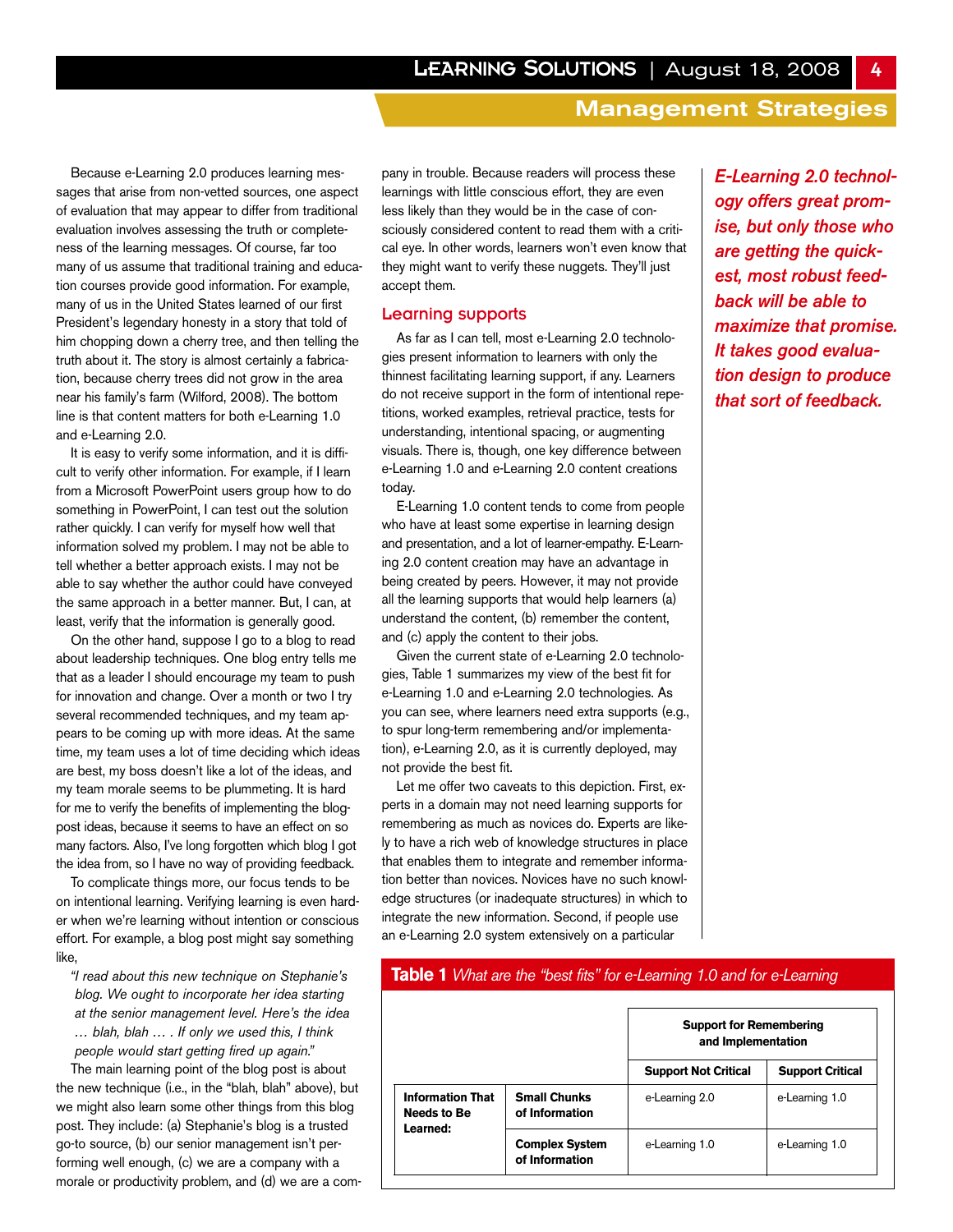Because e-Learning 2.0 produces learning messages that arise from non-vetted sources, one aspect of evaluation that may appear to differ from traditional evaluation involves assessing the truth or completeness of the learning messages. Of course, far too many of us assume that traditional training and education courses provide good information. For example, many of us in the United States learned of our first President's legendary honesty in a story that told of him chopping down a cherry tree, and then telling the truth about it. The story is almost certainly a fabrication, because cherry trees did not grow in the area near his family's farm (Wilford, 2008). The bottom line is that content matters for both e-Learning 1.0 and e-Learning 2.0.

It is easy to verify some information, and it is difficult to verify other information. For example, if I learn from a Microsoft PowerPoint users group how to do something in PowerPoint, I can test out the solution rather quickly. I can verify for myself how well that information solved my problem. I may not be able to tell whether a better approach exists. I may not be able to say whether the author could have conveyed the same approach in a better manner. But, I can, at least, verify that the information is generally good.

On the other hand, suppose I go to a blog to read about leadership techniques. One blog entry tells me that as a leader I should encourage my team to push for innovation and change. Over a month or two I try several recommended techniques, and my team appears to be coming up with more ideas. At the same time, my team uses a lot of time deciding which ideas are best, my boss doesn't like a lot of the ideas, and my team morale seems to be plummeting. It is hard for me to verify the benefits of implementing the blog-post ideas, because it seems to have an effect on so many factors. Also, I've long forgotten which blog I got the idea from, so I have no way of providing feedback.

To complicate things more, our focus tends to be on intentional learning. Verifying learning is even harder when we're learning without intention or conscious effort. For example, a blog post might say something like,

> "*I read about this new technique on Stephanie's blog. We ought to incorporate her idea starting at the senior management level. Here's the idea … blah, blah … . If only we used this, I think people would start getting fired up again.*"

The main learning point of the blog post is about the new technique (i.e., in the "blah, blah" above), but we might also learn some other things from this blog post. They include: (a) Stephanie's blog is a trusted go-to source, (b) our senior management isn't performing well enough, (c) we are a company with a morale or productivity problem, and (d) we are a company in trouble. Because readers will process these learnings with little conscious effort, they are even less likely than they would be in the case of consciously considered content to read them with a critical eye. In other words, learners won't even know that they might want to verify these nuggets. They'll just accept them.

## Learning supports

As far as I can tell, most e-Learning 2.0 technologies present information to learners with only the thinnest facilitating learning support, if any. Learners do not receive support in the form of intentional repetitions, worked examples, retrieval practice, tests for understanding, intentional spacing, or augmenting visuals. There is, though, one key difference between e-Learning 1.0 and e-Learning 2.0 content creations today.

E-Learning 1.0 content tends to come from people who have at least some expertise in learning design and presentation, and a lot of learner-empathy. E-Learning 2.0 content creation may have an advantage in being created by peers. However, it may not provide all the learning supports that would help learners (a) understand the content, (b) remember the content, and (c) apply the content to their jobs.

Given the current state of e-Learning 2.0 technologies, Table 1 summarizes my view of the best fit for e-Learning 1.0 and e-Learning 2.0 technologies. As you can see, where learners need extra supports (e.g., to spur long-term remembering and/or implementation), e-Learning 2.0, as it is currently deployed, may not provide the best fit.

Let me offer two caveats to this depiction. First, experts in a domain may not need learning supports for remembering as much as novices do. Experts are likely to have a rich web of knowledge structures in place that enables them to integrate and remember information better than novices. Novices have no such knowledge structures (or inadequate structures) in which to integrate the new information. Second, if people use an e-Learning 2.0 system extensively on a particular

***E-Learning 2.0 technology offers great promise, but only those who are getting the quickest, most robust feedback will be able to maximize that promise. It takes good evaluation design to produce that sort of feedback.***

**Table 1** *What are the "best fits" for e-Learning 1.0 and for e-Learning*

| | | Support for Remembering and Implementation | |
|---|---|---|---|
| | | **Support Not Critical** | **Support Critical** |
| **Information That Needs to Be Learned:** | **Small Chunks of Information** | e-Learning 2.0 | e-Learning 1.0 |
| | **Complex System of Information** | e-Learning 1.0 | e-Learning 1.0 |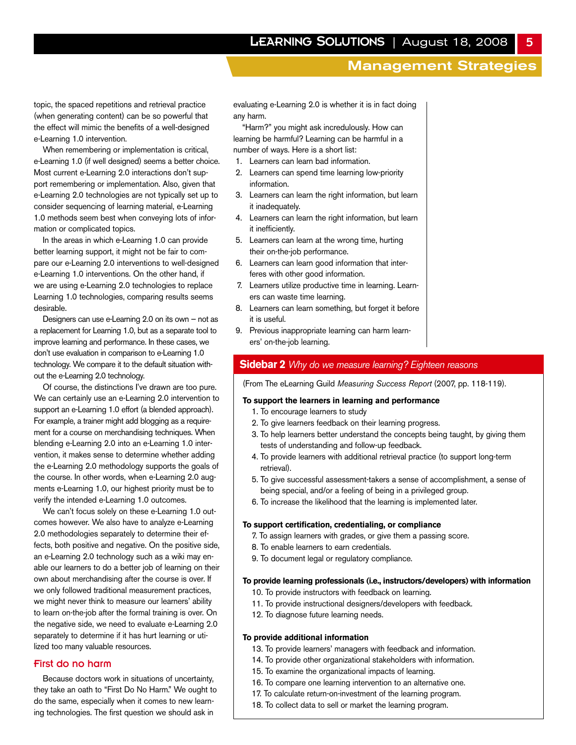topic, the spaced repetitions and retrieval practice (when generating content) can be so powerful that the effect will mimic the benefits of a well-designed e-Learning 1.0 intervention.

When remembering or implementation is critical, e-Learning 1.0 (if well designed) seems a better choice. Most current e-Learning 2.0 interactions don't support remembering or implementation. Also, given that e-Learning 2.0 technologies are not typically set up to consider sequencing of learning material, e-Learning 1.0 methods seem best when conveying lots of information or complicated topics.

In the areas in which e-Learning 1.0 can provide better learning support, it might not be fair to compare our e-Learning 2.0 interventions to well-designed e-Learning 1.0 interventions. On the other hand, if we are using e-Learning 2.0 technologies to replace Learning 1.0 technologies, comparing results seems desirable.

Designers can use e-Learning 2.0 on its own – not as a replacement for Learning 1.0, but as a separate tool to improve learning and performance. In these cases, we don't use evaluation in comparison to e-Learning 1.0 technology. We compare it to the default situation without the e-Learning 2.0 technology.

Of course, the distinctions I've drawn are too pure. We can certainly use an e-Learning 2.0 intervention to support an e-Learning 1.0 effort (a blended approach). For example, a trainer might add blogging as a requirement for a course on merchandising techniques. When blending e-Learning 2.0 into an e-Learning 1.0 intervention, it makes sense to determine whether adding the e-Learning 2.0 methodology supports the goals of the course. In other words, when e-Learning 2.0 augments e-Learning 1.0, our highest priority must be to verify the intended e-Learning 1.0 outcomes.

We can't focus solely on these e-Learning 1.0 outcomes however. We also have to analyze e-Learning 2.0 methodologies separately to determine their effects, both positive and negative. On the positive side, an e-Learning 2.0 technology such as a wiki may enable our learners to do a better job of learning on their own about merchandising after the course is over. If we only followed traditional measurement practices, we might never think to measure our learners' ability to learn on-the-job after the formal training is over. On the negative side, we need to evaluate e-Learning 2.0 separately to determine if it has hurt learning or utilized too many valuable resources.

## First do no harm

Because doctors work in situations of uncertainty, they take an oath to "First Do No Harm." We ought to do the same, especially when it comes to new learning technologies. The first question we should ask in evaluating e-Learning 2.0 is whether it is in fact doing any harm.

"Harm?" you might ask incredulously. How can learning be harmful? Learning can be harmful in a number of ways. Here is a short list:

1. Learners can learn bad information.
2. Learners can spend time learning low-priority information.
3. Learners can learn the right information, but learn it inadequately.
4. Learners can learn the right information, but learn it inefficiently.
5. Learners can learn at the wrong time, hurting their on-the-job performance.
6. Learners can learn good information that interferes with other good information.
7. Learners utilize productive time in learning. Learners can waste time learning.
8. Learners can learn something, but forget it before it is useful.
9. Previous inappropriate learning can harm learners' on-the-job learning.

## Sidebar 2 *Why do we measure learning? Eighteen reasons*

(From The eLearning Guild *Measuring Success Report* (2007, pp. 118-119).

**To support the learners in learning and performance**

1. To encourage learners to study
2. To give learners feedback on their learning progress.
3. To help learners better understand the concepts being taught, by giving them tests of understanding and follow-up feedback.
4. To provide learners with additional retrieval practice (to support long-term retrieval).
5. To give successful assessment-takers a sense of accomplishment, a sense of being special, and/or a feeling of being in a privileged group.
6. To increase the likelihood that the learning is implemented later.

**To support certification, credentialing, or compliance**

7. To assign learners with grades, or give them a passing score.
8. To enable learners to earn credentials.
9. To document legal or regulatory compliance.

**To provide learning professionals (i.e., instructors/developers) with information**

10. To provide instructors with feedback on learning.
11. To provide instructional designers/developers with feedback.
12. To diagnose future learning needs.

**To provide additional information**

13. To provide learners' managers with feedback and information.
14. To provide other organizational stakeholders with information.
15. To examine the organizational impacts of learning.
16. To compare one learning intervention to an alternative one.
17. To calculate return-on-investment of the learning program.
18. To collect data to sell or market the learning program.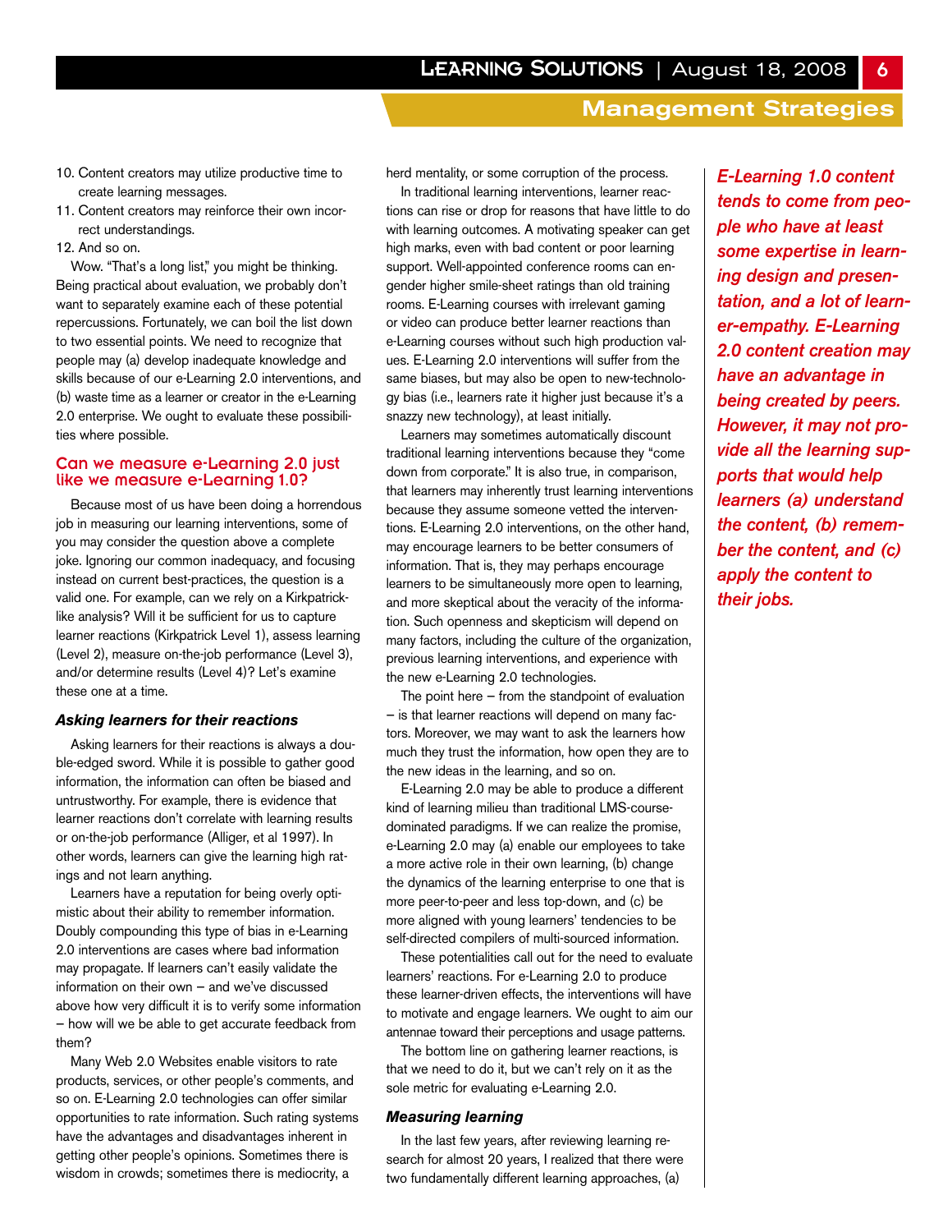10. Content creators may utilize productive time to create learning messages.
11. Content creators may reinforce their own incorrect understandings.
12. And so on.

Wow. "That's a long list," you might be thinking. Being practical about evaluation, we probably don't want to separately examine each of these potential repercussions. Fortunately, we can boil the list down to two essential points. We need to recognize that people may (a) develop inadequate knowledge and skills because of our e-Learning 2.0 interventions, and (b) waste time as a learner or creator in the e-Learning 2.0 enterprise. We ought to evaluate these possibilities where possible.

## Can we measure e-Learning 2.0 just like we measure e-Learning 1.0?

Because most of us have been doing a horrendous job in measuring our learning interventions, some of you may consider the question above a complete joke. Ignoring our common inadequacy, and focusing instead on current best-practices, the question is a valid one. For example, can we rely on a Kirkpatrick-like analysis? Will it be sufficient for us to capture learner reactions (Kirkpatrick Level 1), assess learning (Level 2), measure on-the-job performance (Level 3), and/or determine results (Level 4)? Let's examine these one at a time.

### *Asking learners for their reactions*

Asking learners for their reactions is always a double-edged sword. While it is possible to gather good information, the information can often be biased and untrustworthy. For example, there is evidence that learner reactions don't correlate with learning results or on-the-job performance (Alliger, et al 1997). In other words, learners can give the learning high ratings and not learn anything.

Learners have a reputation for being overly optimistic about their ability to remember information. Doubly compounding this type of bias in e-Learning 2.0 interventions are cases where bad information may propagate. If learners can't easily validate the information on their own – and we've discussed above how very difficult it is to verify some information – how will we be able to get accurate feedback from them?

Many Web 2.0 Websites enable visitors to rate products, services, or other people's comments, and so on. E-Learning 2.0 technologies can offer similar opportunities to rate information. Such rating systems have the advantages and disadvantages inherent in getting other people's opinions. Sometimes there is wisdom in crowds; sometimes there is mediocrity, a herd mentality, or some corruption of the process.

In traditional learning interventions, learner reactions can rise or drop for reasons that have little to do with learning outcomes. A motivating speaker can get high marks, even with bad content or poor learning support. Well-appointed conference rooms can engender higher smile-sheet ratings than old training rooms. E-Learning courses with irrelevant gaming or video can produce better learner reactions than e-Learning courses without such high production values. E-Learning 2.0 interventions will suffer from the same biases, but may also be open to new-technology bias (i.e., learners rate it higher just because it's a snazzy new technology), at least initially.

Learners may sometimes automatically discount traditional learning interventions because they "come down from corporate." It is also true, in comparison, that learners may inherently trust learning interventions because they assume someone vetted the interventions. E-Learning 2.0 interventions, on the other hand, may encourage learners to be better consumers of information. That is, they may perhaps encourage learners to be simultaneously more open to learning, and more skeptical about the veracity of the information. Such openness and skepticism will depend on many factors, including the culture of the organization, previous learning interventions, and experience with the new e-Learning 2.0 technologies.

The point here – from the standpoint of evaluation – is that learner reactions will depend on many factors. Moreover, we may want to ask the learners how much they trust the information, how open they are to the new ideas in the learning, and so on.

E-Learning 2.0 may be able to produce a different kind of learning milieu than traditional LMS-course-dominated paradigms. If we can realize the promise, e-Learning 2.0 may (a) enable our employees to take a more active role in their own learning, (b) change the dynamics of the learning enterprise to one that is more peer-to-peer and less top-down, and (c) be more aligned with young learners' tendencies to be self-directed compilers of multi-sourced information.

These potentialities call out for the need to evaluate learners' reactions. For e-Learning 2.0 to produce these learner-driven effects, the interventions will have to motivate and engage learners. We ought to aim our antennae toward their perceptions and usage patterns.

The bottom line on gathering learner reactions, is that we need to do it, but we can't rely on it as the sole metric for evaluating e-Learning 2.0.

### *Measuring learning*

In the last few years, after reviewing learning research for almost 20 years, I realized that there were two fundamentally different learning approaches, (a)

***E-Learning 1.0 content tends to come from people who have at least some expertise in learning design and presentation, and a lot of learner-empathy. E-Learning 2.0 content creation may have an advantage in being created by peers. However, it may not provide all the learning supports that would help learners (a) understand the content, (b) remember the content, and (c) apply the content to their jobs.***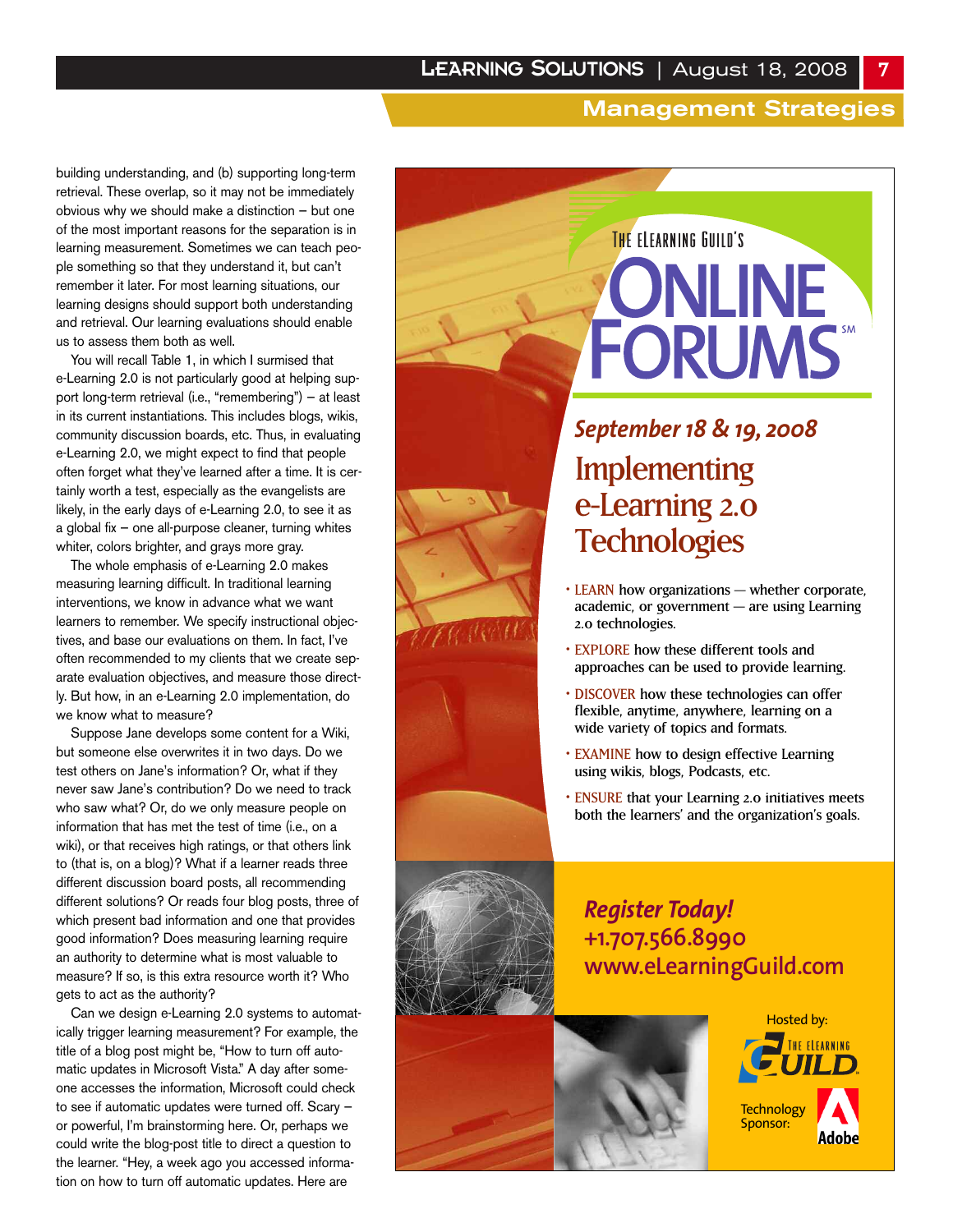building understanding, and (b) supporting long-term retrieval. These overlap, so it may not be immediately obvious why we should make a distinction – but one of the most important reasons for the separation is in learning measurement. Sometimes we can teach people something so that they understand it, but can't remember it later. For most learning situations, our learning designs should support both understanding and retrieval. Our learning evaluations should enable us to assess them both as well.

You will recall Table 1, in which I surmised that e-Learning 2.0 is not particularly good at helping support long-term retrieval (i.e., "remembering") – at least in its current instantiations. This includes blogs, wikis, community discussion boards, etc. Thus, in evaluating e-Learning 2.0, we might expect to find that people often forget what they've learned after a time. It is certainly worth a test, especially as the evangelists are likely, in the early days of e-Learning 2.0, to see it as a global fix – one all-purpose cleaner, turning whites whiter, colors brighter, and grays more gray.

The whole emphasis of e-Learning 2.0 makes measuring learning difficult. In traditional learning interventions, we know in advance what we want learners to remember. We specify instructional objectives, and base our evaluations on them. In fact, I've often recommended to my clients that we create separate evaluation objectives, and measure those directly. But how, in an e-Learning 2.0 implementation, do we know what to measure?

Suppose Jane develops some content for a Wiki, but someone else overwrites it in two days. Do we test others on Jane's information? Or, what if they never saw Jane's contribution? Do we need to track who saw what? Or, do we only measure people on information that has met the test of time (i.e., on a wiki), or that receives high ratings, or that others link to (that is, on a blog)? What if a learner reads three different discussion board posts, all recommending different solutions? Or reads four blog posts, three of which present bad information and one that provides good information? Does measuring learning require an authority to determine what is most valuable to measure? If so, is this extra resource worth it? Who gets to act as the authority?

Can we design e-Learning 2.0 systems to automatically trigger learning measurement? For example, the title of a blog post might be, "How to turn off automatic updates in Microsoft Vista." A day after someone accesses the information, Microsoft could check to see if automatic updates were turned off. Scary – or powerful, I'm brainstorming here. Or, perhaps we could write the blog-post title to direct a question to the learner. "Hey, a week ago you accessed information on how to turn off automatic updates. Here are

---

THE eLEARNING GUILD'S

# ONLINE FORUMS℠

*September 18 & 19, 2008*

## Implementing e-Learning 2.0 Technologies

- LEARN how organizations — whether corporate, academic, or government — are using Learning 2.0 technologies.
- EXPLORE how these different tools and approaches can be used to provide learning.
- DISCOVER how these technologies can offer flexible, anytime, anywhere, learning on a wide variety of topics and formats.
- EXAMINE how to design effective Learning using wikis, blogs, Podcasts, etc.
- ENSURE that your Learning 2.0 initiatives meets both the learners' and the organization's goals.

*Register Today!*
+1.707.566.8990
www.eLearningGuild.com

Hosted by: THE eLEARNING GUILD

Technology Sponsor: Adobe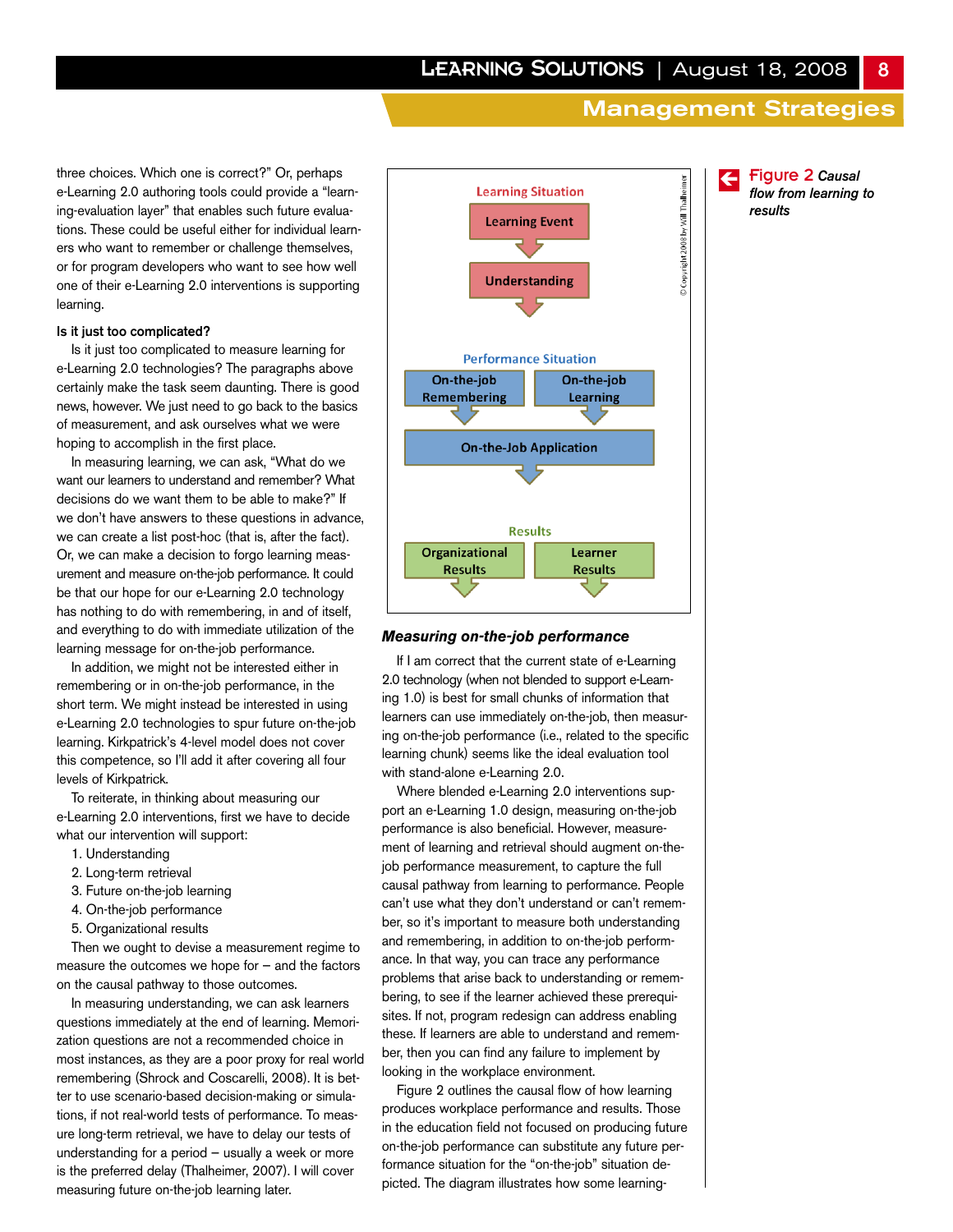three choices. Which one is correct?" Or, perhaps e-Learning 2.0 authoring tools could provide a "learning-evaluation layer" that enables such future evaluations. These could be useful either for individual learners who want to remember or challenge themselves, or for program developers who want to see how well one of their e-Learning 2.0 interventions is supporting learning.

**Is it just too complicated?**

Is it just too complicated to measure learning for e-Learning 2.0 technologies? The paragraphs above certainly make the task seem daunting. There is good news, however. We just need to go back to the basics of measurement, and ask ourselves what we were hoping to accomplish in the first place.

In measuring learning, we can ask, "What do we want our learners to understand and remember? What decisions do we want them to be able to make?" If we don't have answers to these questions in advance, we can create a list post-hoc (that is, after the fact). Or, we can make a decision to forgo learning measurement and measure on-the-job performance. It could be that our hope for our e-Learning 2.0 technology has nothing to do with remembering, in and of itself, and everything to do with immediate utilization of the learning message for on-the-job performance.

In addition, we might not be interested either in remembering or in on-the-job performance, in the short term. We might instead be interested in using e-Learning 2.0 technologies to spur future on-the-job learning. Kirkpatrick's 4-level model does not cover this competence, so I'll add it after covering all four levels of Kirkpatrick.

To reiterate, in thinking about measuring our e-Learning 2.0 interventions, first we have to decide what our intervention will support:

1. Understanding
2. Long-term retrieval
3. Future on-the-job learning
4. On-the-job performance
5. Organizational results

Then we ought to devise a measurement regime to measure the outcomes we hope for – and the factors on the causal pathway to those outcomes.

In measuring understanding, we can ask learners questions immediately at the end of learning. Memorization questions are not a recommended choice in most instances, as they are a poor proxy for real world remembering (Shrock and Coscarelli, 2008). It is better to use scenario-based decision-making or simulations, if not real-world tests of performance. To measure long-term retrieval, we have to delay our tests of understanding for a period – usually a week or more is the preferred delay (Thalheimer, 2007). I will cover measuring future on-the-job learning later.

Learning Situation
Learning Event
Understanding

Performance Situation
On-the-job Remembering
On-the-job Learning
On-the-Job Application

Results
Organizational Results
Learner Results

© Copyright 2008 by Will Thalheimer

**Figure 2** *Causal flow from learning to results*

### *Measuring on-the-job performance*

If I am correct that the current state of e-Learning 2.0 technology (when not blended to support e-Learning 1.0) is best for small chunks of information that learners can use immediately on-the-job, then measuring on-the-job performance (i.e., related to the specific learning chunk) seems like the ideal evaluation tool with stand-alone e-Learning 2.0.

Where blended e-Learning 2.0 interventions support an e-Learning 1.0 design, measuring on-the-job performance is also beneficial. However, measurement of learning and retrieval should augment on-the-job performance measurement, to capture the full causal pathway from learning to performance. People can't use what they don't understand or can't remember, so it's important to measure both understanding and remembering, in addition to on-the-job performance. In that way, you can trace any performance problems that arise back to understanding or remembering, to see if the learner achieved these prerequisites. If not, program redesign can address enabling these. If learners are able to understand and remember, then you can find any failure to implement by looking in the workplace environment.

Figure 2 outlines the causal flow of how learning produces workplace performance and results. Those in the education field not focused on producing future on-the-job performance can substitute any future performance situation for the "on-the-job" situation depicted. The diagram illustrates how some learning-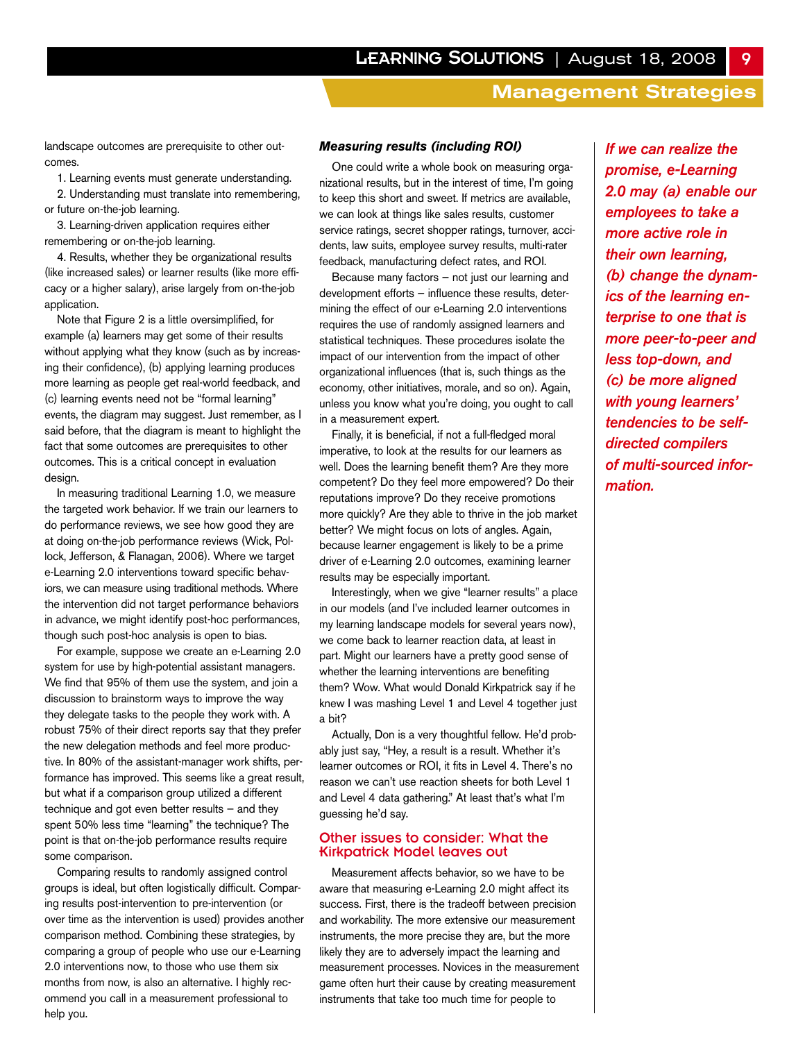landscape outcomes are prerequisite to other outcomes.

1. Learning events must generate understanding.
2. Understanding must translate into remembering, or future on-the-job learning.
3. Learning-driven application requires either remembering or on-the-job learning.
4. Results, whether they be organizational results (like increased sales) or learner results (like more efficacy or a higher salary), arise largely from on-the-job application.

Note that Figure 2 is a little oversimplified, for example (a) learners may get some of their results without applying what they know (such as by increasing their confidence), (b) applying learning produces more learning as people get real-world feedback, and (c) learning events need not be "formal learning" events, the diagram may suggest. Just remember, as I said before, that the diagram is meant to highlight the fact that some outcomes are prerequisites to other outcomes. This is a critical concept in evaluation design.

In measuring traditional Learning 1.0, we measure the targeted work behavior. If we train our learners to do performance reviews, we see how good they are at doing on-the-job performance reviews (Wick, Pollock, Jefferson, & Flanagan, 2006). Where we target e-Learning 2.0 interventions toward specific behaviors, we can measure using traditional methods. Where the intervention did not target performance behaviors in advance, we might identify post-hoc performances, though such post-hoc analysis is open to bias.

For example, suppose we create an e-Learning 2.0 system for use by high-potential assistant managers. We find that 95% of them use the system, and join a discussion to brainstorm ways to improve the way they delegate tasks to the people they work with. A robust 75% of their direct reports say that they prefer the new delegation methods and feel more productive. In 80% of the assistant-manager work shifts, performance has improved. This seems like a great result, but what if a comparison group utilized a different technique and got even better results – and they spent 50% less time "learning" the technique? The point is that on-the-job performance results require some comparison.

Comparing results to randomly assigned control groups is ideal, but often logistically difficult. Comparing results post-intervention to pre-intervention (or over time as the intervention is used) provides another comparison method. Combining these strategies, by comparing a group of people who use our e-Learning 2.0 interventions now, to those who use them six months from now, is also an alternative. I highly recommend you call in a measurement professional to help you.

### *Measuring results (including ROI)*

One could write a whole book on measuring organizational results, but in the interest of time, I'm going to keep this short and sweet. If metrics are available, we can look at things like sales results, customer service ratings, secret shopper ratings, turnover, accidents, law suits, employee survey results, multi-rater feedback, manufacturing defect rates, and ROI.

Because many factors – not just our learning and development efforts – influence these results, determining the effect of our e-Learning 2.0 interventions requires the use of randomly assigned learners and statistical techniques. These procedures isolate the impact of our intervention from the impact of other organizational influences (that is, such things as the economy, other initiatives, morale, and so on). Again, unless you know what you're doing, you ought to call in a measurement expert.

Finally, it is beneficial, if not a full-fledged moral imperative, to look at the results for our learners as well. Does the learning benefit them? Are they more competent? Do they feel more empowered? Do their reputations improve? Do they receive promotions more quickly? Are they able to thrive in the job market better? We might focus on lots of angles. Again, because learner engagement is likely to be a prime driver of e-Learning 2.0 outcomes, examining learner results may be especially important.

Interestingly, when we give "learner results" a place in our models (and I've included learner outcomes in my learning landscape models for several years now), we come back to learner reaction data, at least in part. Might our learners have a pretty good sense of whether the learning interventions are benefiting them? Wow. What would Donald Kirkpatrick say if he knew I was mashing Level 1 and Level 4 together just a bit?

Actually, Don is a very thoughtful fellow. He'd probably just say, "Hey, a result is a result. Whether it's learner outcomes or ROI, it fits in Level 4. There's no reason we can't use reaction sheets for both Level 1 and Level 4 data gathering." At least that's what I'm guessing he'd say.

### Other issues to consider: What the Kirkpatrick Model leaves out

Measurement affects behavior, so we have to be aware that measuring e-Learning 2.0 might affect its success. First, there is the tradeoff between precision and workability. The more extensive our measurement instruments, the more precise they are, but the more likely they are to adversely impact the learning and measurement processes. Novices in the measurement game often hurt their cause by creating measurement instruments that take too much time for people to

***If we can realize the promise, e-Learning 2.0 may (a) enable our employees to take a more active role in their own learning, (b) change the dynamics of the learning enterprise to one that is more peer-to-peer and less top-down, and (c) be more aligned with young learners' tendencies to be self-directed compilers of multi-sourced information.***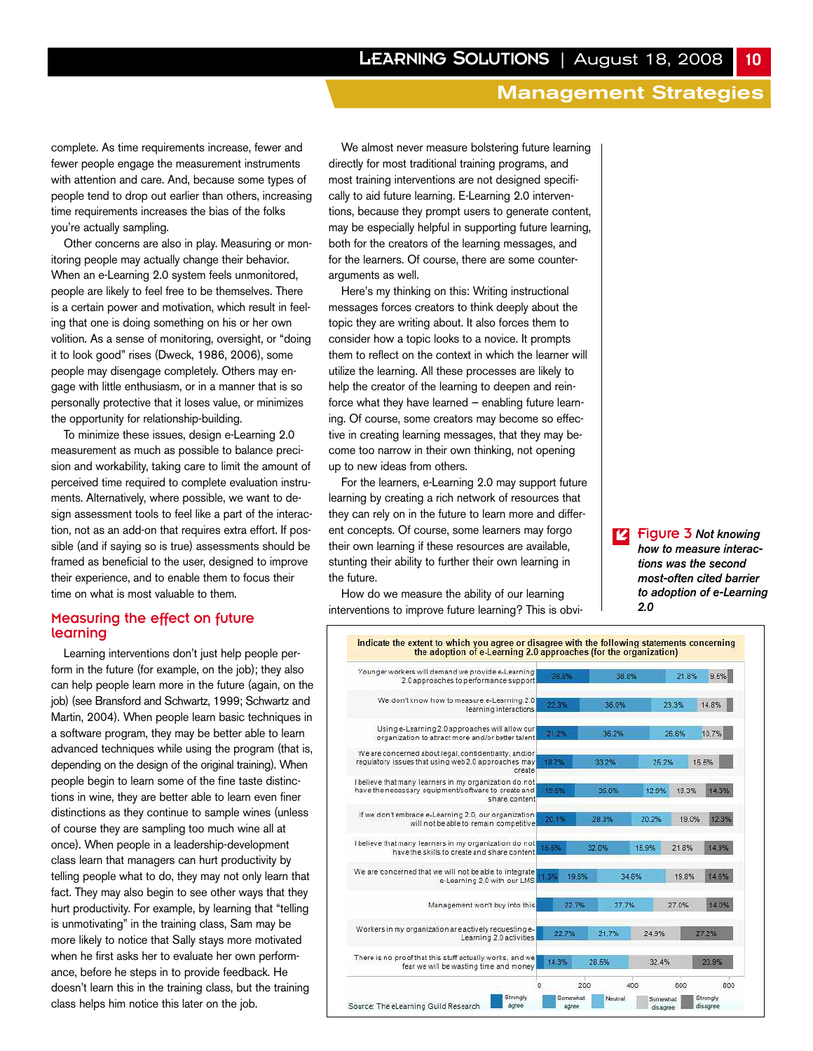complete. As time requirements increase, fewer and fewer people engage the measurement instruments with attention and care. And, because some types of people tend to drop out earlier than others, increasing time requirements increases the bias of the folks you're actually sampling.

Other concerns are also in play. Measuring or monitoring people may actually change their behavior. When an e-Learning 2.0 system feels unmonitored, people are likely to feel free to be themselves. There is a certain power and motivation, which result in feeling that one is doing something on his or her own volition. As a sense of monitoring, oversight, or "doing it to look good" rises (Dweck, 1986, 2006), some people may disengage completely. Others may engage with little enthusiasm, or in a manner that is so personally protective that it loses value, or minimizes the opportunity for relationship-building.

To minimize these issues, design e-Learning 2.0 measurement as much as possible to balance precision and workability, taking care to limit the amount of perceived time required to complete evaluation instruments. Alternatively, where possible, we want to design assessment tools to feel like a part of the interaction, not as an add-on that requires extra effort. If possible (and if saying so is true) assessments should be framed as beneficial to the user, designed to improve their experience, and to enable them to focus their time on what is most valuable to them.

## Measuring the effect on future learning

Learning interventions don't just help people perform in the future (for example, on the job); they also can help people learn more in the future (again, on the job) (see Bransford and Schwartz, 1999; Schwartz and Martin, 2004). When people learn basic techniques in a software program, they may be better able to learn advanced techniques while using the program (that is, depending on the design of the original training). When people begin to learn some of the fine taste distinctions in wine, they are better able to learn even finer distinctions as they continue to sample wines (unless of course they are sampling too much wine all at once). When people in a leadership-development class learn that managers can hurt productivity by telling people what to do, they may not only learn that fact. They may also begin to see other ways that they hurt productivity. For example, by learning that "telling is unmotivating" in the training class, Sam may be more likely to notice that Sally stays more motivated when he first asks her to evaluate her own performance, before he steps in to provide feedback. He doesn't learn this in the training class, but the training class helps him notice this later on the job.

We almost never measure bolstering future learning directly for most traditional training programs, and most training interventions are not designed specifically to aid future learning. E-Learning 2.0 interventions, because they prompt users to generate content, may be especially helpful in supporting future learning, both for the creators of the learning messages, and for the learners. Of course, there are some counter-arguments as well.

Here's my thinking on this: Writing instructional messages forces creators to think deeply about the topic they are writing about. It also forces them to consider how a topic looks to a novice. It prompts them to reflect on the context in which the learner will utilize the learning. All these processes are likely to help the creator of the learning to deepen and reinforce what they have learned – enabling future learning. Of course, some creators may become so effective in creating learning messages, that they may become too narrow in their own thinking, not opening up to new ideas from others.

For the learners, e-Learning 2.0 may support future learning by creating a rich network of resources that they can rely on in the future to learn more and different concepts. Of course, some learners may forgo their own learning if these resources are available, stunting their ability to further their own learning in the future.

How do we measure the ability of our learning interventions to improve future learning? This is obvi-

**Figure 3** ***Not knowing how to measure interactions was the second most-often cited barrier to adoption of e-Learning 2.0***

**Indicate the extent to which you agree or disagree with the following statements concerning the adoption of e-Learning 2.0 approaches (for the organization)**

| Statement | Strongly agree | Somewhat agree | Neutral | Somewhat disagree | Strongly disagree |
|---|---|---|---|---|---|
| Younger workers will demand we provide e-Learning 2.0 approaches to performance support | 28.8% | 38.8% | 21.8% | 9.5% | |
| We don't know how to measure e-Learning 2.0 learning interactions | 22.3% | 36.0% | 23.3% | 14.8% | |
| Using e-Learning 2.0 approaches will allow our organization to attract more and/or better talent | 21.2% | 36.2% | 26.6% | 10.7% | |
| We are concerned about legal, confidentiality, and/or regulatory issues that using web 2.0 approaches may create | 18.7% | 33.2% | 25.2% | 15.5% | |
| I believe that many learners in my organization do not have the necessary equipment/software to create and share content | 19.5% | 35.0% | 12.9% | 18.3% | 14.3% |
| If we don't embrace e-Learning 2.0, our organization will not be able to remain competitive | 20.1% | 28.3% | 20.2% | 19.0% | 12.3% |
| I believe that many learners in my organization do not have the skills to create and share content | 15.5% | 32.0% | 15.9% | 21.8% | 14.3% |
| We are concerned that we will not be able to integrate e-Learning 2.0 with our LMS | 11.3% | 19.5% | 34.6% | 19.8% | 14.6% |
| Management won't buy into this | | 22.7% | 27.7% | 27.0% | 14.0% |
| Workers in my organization are actively requesting e-Learning 2.0 activities | | 22.7% | 21.7% | 24.9% | 27.2% |
| There is no proof that this stuff actually works, and we fear we will be wasting time and money | | 14.3% | 28.5% | 32.4% | 20.9% |

Source: The eLearning Guild Research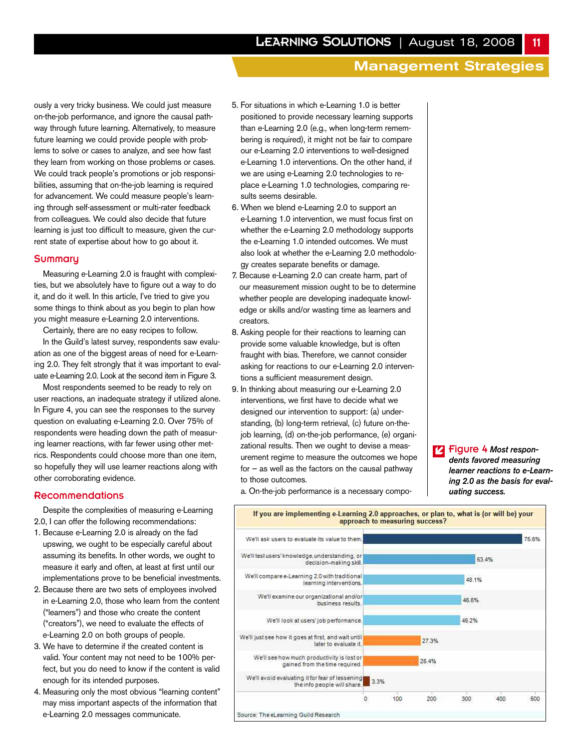ously a very tricky business. We could just measure on-the-job performance, and ignore the causal pathway through future learning. Alternatively, to measure future learning we could provide people with problems to solve or cases to analyze, and see how fast they learn from working on those problems or cases. We could track people's promotions or job responsibilities, assuming that on-the-job learning is required for advancement. We could measure people's learning through self-assessment or multi-rater feedback from colleagues. We could also decide that future learning is just too difficult to measure, given the current state of expertise about how to go about it.

## Summary

Measuring e-Learning 2.0 is fraught with complexities, but we absolutely have to figure out a way to do it, and do it well. In this article, I've tried to give you some things to think about as you begin to plan how you might measure e-Learning 2.0 interventions.

Certainly, there are no easy recipes to follow.

In the Guild's latest survey, respondents saw evaluation as one of the biggest areas of need for e-Learning 2.0. They felt strongly that it was important to evaluate e-Learning 2.0. Look at the second item in Figure 3.

Most respondents seemed to be ready to rely on user reactions, an inadequate strategy if utilized alone. In Figure 4, you can see the responses to the survey question on evaluating e-Learning 2.0. Over 75% of respondents were heading down the path of measuring learner reactions, with far fewer using other metrics. Respondents could choose more than one item, so hopefully they will use learner reactions along with other corroborating evidence.

## Recommendations

Despite the complexities of measuring e-Learning 2.0, I can offer the following recommendations:

1. Because e-Learning 2.0 is already on the fad upswing, we ought to be especially careful about assuming its benefits. In other words, we ought to measure it early and often, at least at first until our implementations prove to be beneficial investments.
2. Because there are two sets of employees involved in e-Learning 2.0, those who learn from the content ("learners") and those who create the content ("creators"), we need to evaluate the effects of e-Learning 2.0 on both groups of people.
3. We have to determine if the created content is valid. Your content may not need to be 100% perfect, but you do need to know if the content is valid enough for its intended purposes.
4. Measuring only the most obvious "learning content" may miss important aspects of the information that e-Learning 2.0 messages communicate.
5. For situations in which e-Learning 1.0 is better positioned to provide necessary learning supports than e-Learning 2.0 (e.g., when long-term remembering is required), it might not be fair to compare our e-Learning 2.0 interventions to well-designed e-Learning 1.0 interventions. On the other hand, if we are using e-Learning 2.0 technologies to replace e-Learning 1.0 technologies, comparing results seems desirable.
6. When we blend e-Learning 2.0 to support an e-Learning 1.0 intervention, we must focus first on whether the e-Learning 2.0 methodology supports the e-Learning 1.0 intended outcomes. We must also look at whether the e-Learning 2.0 methodology creates separate benefits or damage.
7. Because e-Learning 2.0 can create harm, part of our measurement mission ought to be to determine whether people are developing inadequate knowledge or skills and/or wasting time as learners and creators.
8. Asking people for their reactions to learning can provide some valuable knowledge, but is often fraught with bias. Therefore, we cannot consider asking for reactions to our e-Learning 2.0 interventions a sufficient measurement design.
9. In thinking about measuring our e-Learning 2.0 interventions, we first have to decide what we designed our intervention to support: (a) understanding, (b) long-term retrieval, (c) future on-the-job learning, (d) on-the-job performance, (e) organizational results. Then we ought to devise a measurement regime to measure the outcomes we hope for – as well as the factors on the causal pathway to those outcomes.
   a. On-the-job performance is a necessary compo-

**Figure 4** ***Most respondents favored measuring learner reactions to e-Learning 2.0 as the basis for evaluating success.***

**If you are implementing e-Learning 2.0 approaches, or plan to, what is (or will be) your approach to measuring success?**

| Response | Percent |
|---|---|
| We'll ask users to evaluate its value to them. | 75.6% |
| We'll test users' knowledge, understanding, or decision-making skill. | 53.4% |
| We'll compare e-Learning 2.0 with traditional learning interventions. | 48.1% |
| We'll examine our organizational and/or business results. | 46.6% |
| We'll look at users' job performance. | 46.2% |
| We'll just see how it goes at first, and wait until later to evaluate it. | 27.3% |
| We'll see how much productivity is lost or gained from the time required. | 26.4% |
| We'll avoid evaluating it for fear of lessening the info people will share. | 3.3% |

Source: The eLearning Guild Research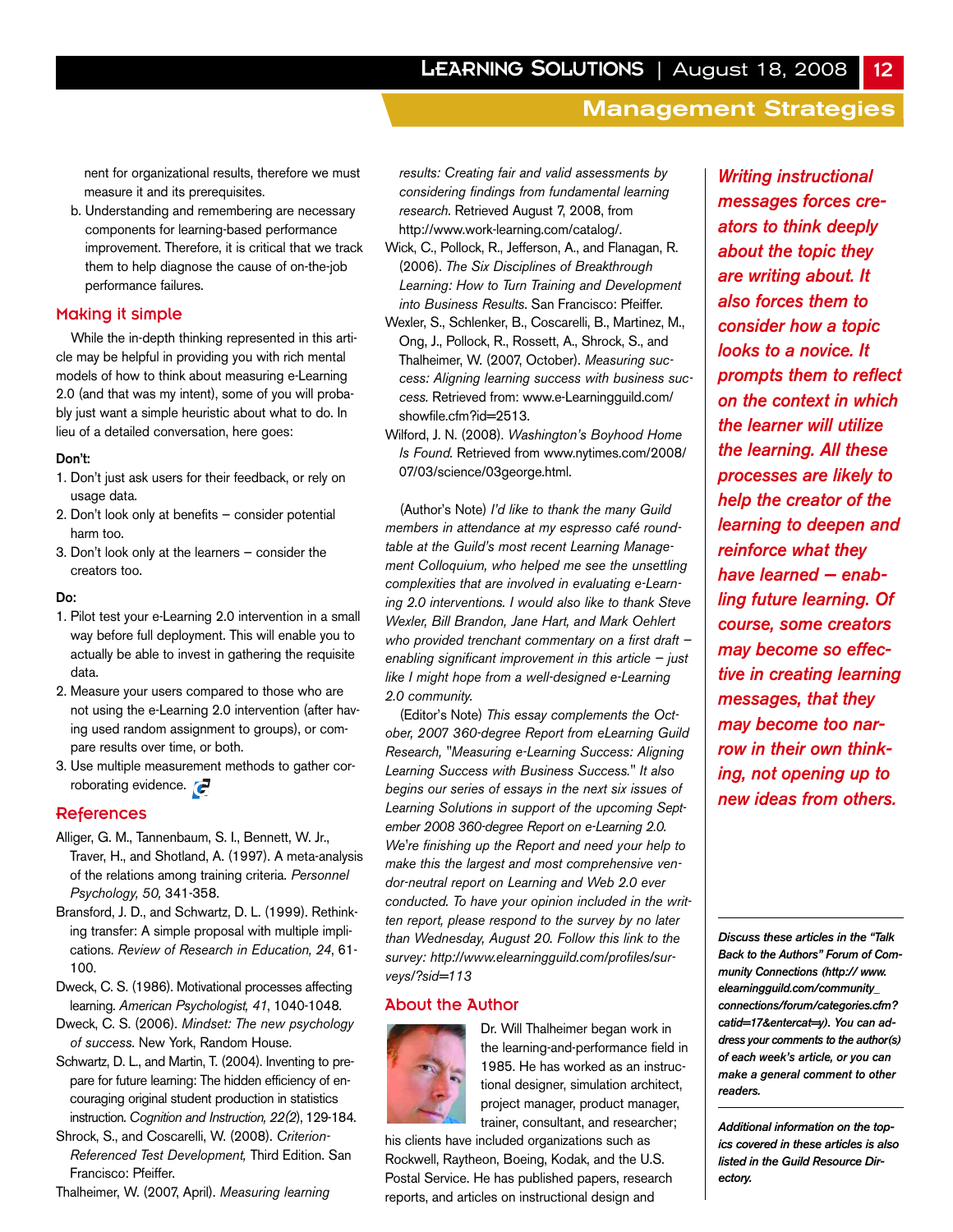nent for organizational results, therefore we must measure it and its prerequisites.

b. Understanding and remembering are necessary components for learning-based performance improvement. Therefore, it is critical that we track them to help diagnose the cause of on-the-job performance failures.

## Making it simple

While the in-depth thinking represented in this article may be helpful in providing you with rich mental models of how to think about measuring e-Learning 2.0 (and that was my intent), some of you will probably just want a simple heuristic about what to do. In lieu of a detailed conversation, here goes:

**Don't:**

1. Don't just ask users for their feedback, or rely on usage data.
2. Don't look only at benefits – consider potential harm too.
3. Don't look only at the learners – consider the creators too.

**Do:**

1. Pilot test your e-Learning 2.0 intervention in a small way before full deployment. This will enable you to actually be able to invest in gathering the requisite data.
2. Measure your users compared to those who are not using the e-Learning 2.0 intervention (after having used random assignment to groups), or compare results over time, or both.
3. Use multiple measurement methods to gather corroborating evidence.

## References

Alliger, G. M., Tannenbaum, S. I., Bennett, W. Jr., Traver, H., and Shotland, A. (1997). A meta-analysis of the relations among training criteria. *Personnel Psychology, 50,* 341-358.

Bransford, J. D., and Schwartz, D. L. (1999). Rethinking transfer: A simple proposal with multiple implications. *Review of Research in Education, 24*, 61-100.

Dweck, C. S. (1986). Motivational processes affecting learning. *American Psychologist, 41*, 1040-1048.

Dweck, C. S. (2006). *Mindset: The new psychology of success.* New York, Random House.

Schwartz, D. L., and Martin, T. (2004). Inventing to prepare for future learning: The hidden efficiency of encouraging original student production in statistics instruction. *Cognition and Instruction, 22(2)*, 129-184.

Shrock, S., and Coscarelli, W. (2008). *Criterion-Referenced Test Development,* Third Edition. San Francisco: Pfeiffer.

Thalheimer, W. (2007, April). *Measuring learning results: Creating fair and valid assessments by considering findings from fundamental learning research.* Retrieved August 7, 2008, from http://www.work-learning.com/catalog/.

Wick, C., Pollock, R., Jefferson, A., and Flanagan, R. (2006). *The Six Disciplines of Breakthrough Learning: How to Turn Training and Development into Business Results*. San Francisco: Pfeiffer.

Wexler, S., Schlenker, B., Coscarelli, B., Martinez, M., Ong, J., Pollock, R., Rossett, A., Shrock, S., and Thalheimer, W. (2007, October). *Measuring success: Aligning learning success with business success.* Retrieved from: www.e-Learningguild.com/showfile.cfm?id=2513.

Wilford, J. N. (2008). *Washington's Boyhood Home Is Found.* Retrieved from www.nytimes.com/2008/07/03/science/03george.html.

(Author's Note) *I'd like to thank the many Guild members in attendance at my espresso café roundtable at the Guild's most recent Learning Management Colloquium, who helped me see the unsettling complexities that are involved in evaluating e-Learning 2.0 interventions. I would also like to thank Steve Wexler, Bill Brandon, Jane Hart, and Mark Oehlert who provided trenchant commentary on a first draft – enabling significant improvement in this article – just like I might hope from a well-designed e-Learning 2.0 community.*

(Editor's Note) *This essay complements the October, 2007 360-degree Report from eLearning Guild Research, "Measuring e-Learning Success: Aligning Learning Success with Business Success." It also begins our series of essays in the next six issues of Learning Solutions in support of the upcoming September 2008 360-degree Report on e-Learning 2.0. We're finishing up the Report and need your help to make this the largest and most comprehensive vendor-neutral report on Learning and Web 2.0 ever conducted. To have your opinion included in the written report, please respond to the survey by no later than Wednesday, August 20. Follow this link to the survey: http://www.elearningguild.com/profiles/surveys/?sid=113*

## About the Author

Dr. Will Thalheimer began work in the learning-and-performance field in 1985. He has worked as an instructional designer, simulation architect, project manager, product manager, trainer, consultant, and researcher; his clients have included organizations such as Rockwell, Raytheon, Boeing, Kodak, and the U.S. Postal Service. He has published papers, research reports, and articles on instructional design and

*Writing instructional messages forces creators to think deeply about the topic they are writing about. It also forces them to consider how a topic looks to a novice. It prompts them to reflect on the context in which the learner will utilize the learning. All these processes are likely to help the creator of the learning to deepen and reinforce what they have learned — enabling future learning. Of course, some creators may become so effective in creating learning messages, that they may become too narrow in their own thinking, not opening up to new ideas from others.*

***Discuss these articles in the "Talk Back to the Authors" Forum of Community Connections (http:// www.elearningguild.com/community_connections/forum/categories.cfm?catid=17&entercat=y). You can address your comments to the author(s) of each week's article, or you can make a general comment to other readers.***

***Additional information on the topics covered in these articles is also listed in the Guild Resource Directory.***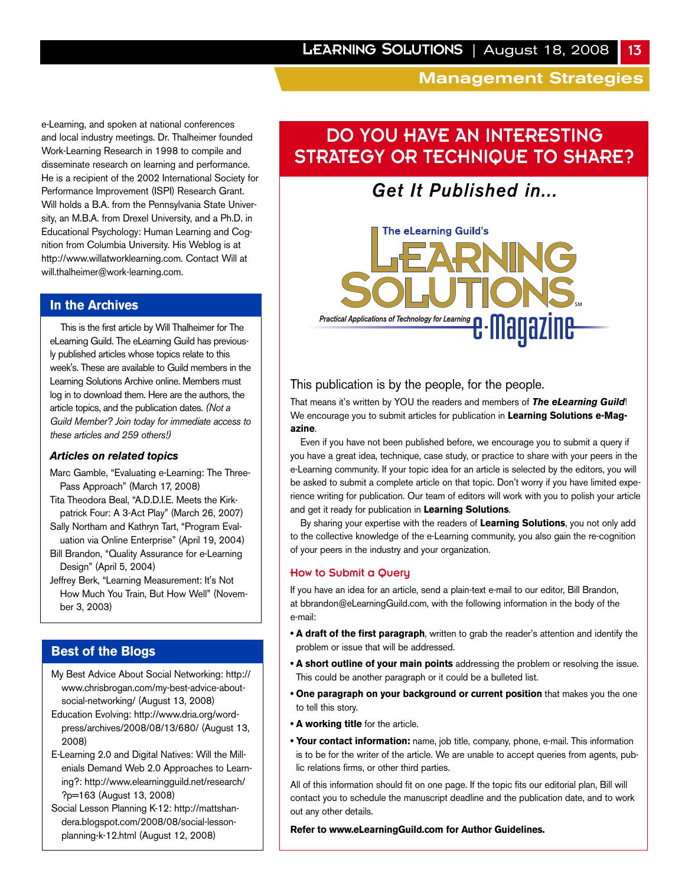e-Learning, and spoken at national conferences and local industry meetings. Dr. Thalheimer founded Work-Learning Research in 1998 to compile and disseminate research on learning and performance. He is a recipient of the 2002 International Society for Performance Improvement (ISPI) Research Grant. Will holds a B.A. from the Pennsylvania State University, an M.B.A. from Drexel University, and a Ph.D. in Educational Psychology: Human Learning and Cognition from Columbia University. His Weblog is at http://www.willatworklearning.com. Contact Will at will.thalheimer@work-learning.com.

## In the Archives

This is the first article by Will Thalheimer for The eLearning Guild. The eLearning Guild has previously published articles whose topics relate to this week's. These are available to Guild members in the Learning Solutions Archive online. Members must log in to download them. Here are the authors, the article topics, and the publication dates. *(Not a Guild Member? Join today for immediate access to these articles and 259 others!)*

### *Articles on related topics*

- Marc Gamble, "Evaluating e-Learning: The Three-Pass Approach" (March 17, 2008)
- Tita Theodora Beal, "A.D.D.I.E. Meets the Kirkpatrick Four: A 3-Act Play" (March 26, 2007)
- Sally Northam and Kathryn Tart, "Program Evaluation via Online Enterprise" (April 19, 2004)
- Bill Brandon, "Quality Assurance for e-Learning Design" (April 5, 2004)
- Jeffrey Berk, "Learning Measurement: It's Not How Much You Train, But How Well" (November 3, 2003)

## Best of the Blogs

- My Best Advice About Social Networking: http://www.chrisbrogan.com/my-best-advice-about-social-networking/ (August 13, 2008)
- Education Evolving: http://www.dria.org/wordpress/archives/2008/08/13/680/ (August 13, 2008)
- E-Learning 2.0 and Digital Natives: Will the Millenials Demand Web 2.0 Approaches to Learning?: http://www.elearningguild.net/research/?p=163 (August 13, 2008)
- Social Lesson Planning K-12: http://mattshandera.blogspot.com/2008/08/social-lesson-planning-k-12.html (August 12, 2008)

## DO YOU HAVE AN INTERESTING STRATEGY OR TECHNIQUE TO SHARE?

### *Get It Published in...*

The eLearning Guild's LEARNING SOLUTIONS℠ e-Magazine — *Practical Applications of Technology for Learning*

This publication is by the people, for the people.

That means it's written by YOU the readers and members of ***The eLearning Guild***! We encourage you to submit articles for publication in **Learning Solutions e-Magazine**.

Even if you have not been published before, we encourage you to submit a query if you have a great idea, technique, case study, or practice to share with your peers in the e-Learning community. If your topic idea for an article is selected by the editors, you will be asked to submit a complete article on that topic. Don't worry if you have limited experience writing for publication. Our team of editors will work with you to polish your article and get it ready for publication in **Learning Solutions**.

By sharing your expertise with the readers of **Learning Solutions**, you not only add to the collective knowledge of the e-Learning community, you also gain the re-cognition of your peers in the industry and your organization.

### How to Submit a Query

If you have an idea for an article, send a plain-text e-mail to our editor, Bill Brandon, at bbrandon@eLearningGuild.com, with the following information in the body of the e-mail:

- **A draft of the first paragraph**, written to grab the reader's attention and identify the problem or issue that will be addressed.
- **A short outline of your main points** addressing the problem or resolving the issue. This could be another paragraph or it could be a bulleted list.
- **One paragraph on your background or current position** that makes you the one to tell this story.
- **A working title** for the article.
- **Your contact information:** name, job title, company, phone, e-mail. This information is to be for the writer of the article. We are unable to accept queries from agents, public relations firms, or other third parties.

All of this information should fit on one page. If the topic fits our editorial plan, Bill will contact you to schedule the manuscript deadline and the publication date, and to work out any other details.

**Refer to www.eLearningGuild.com for Author Guidelines.**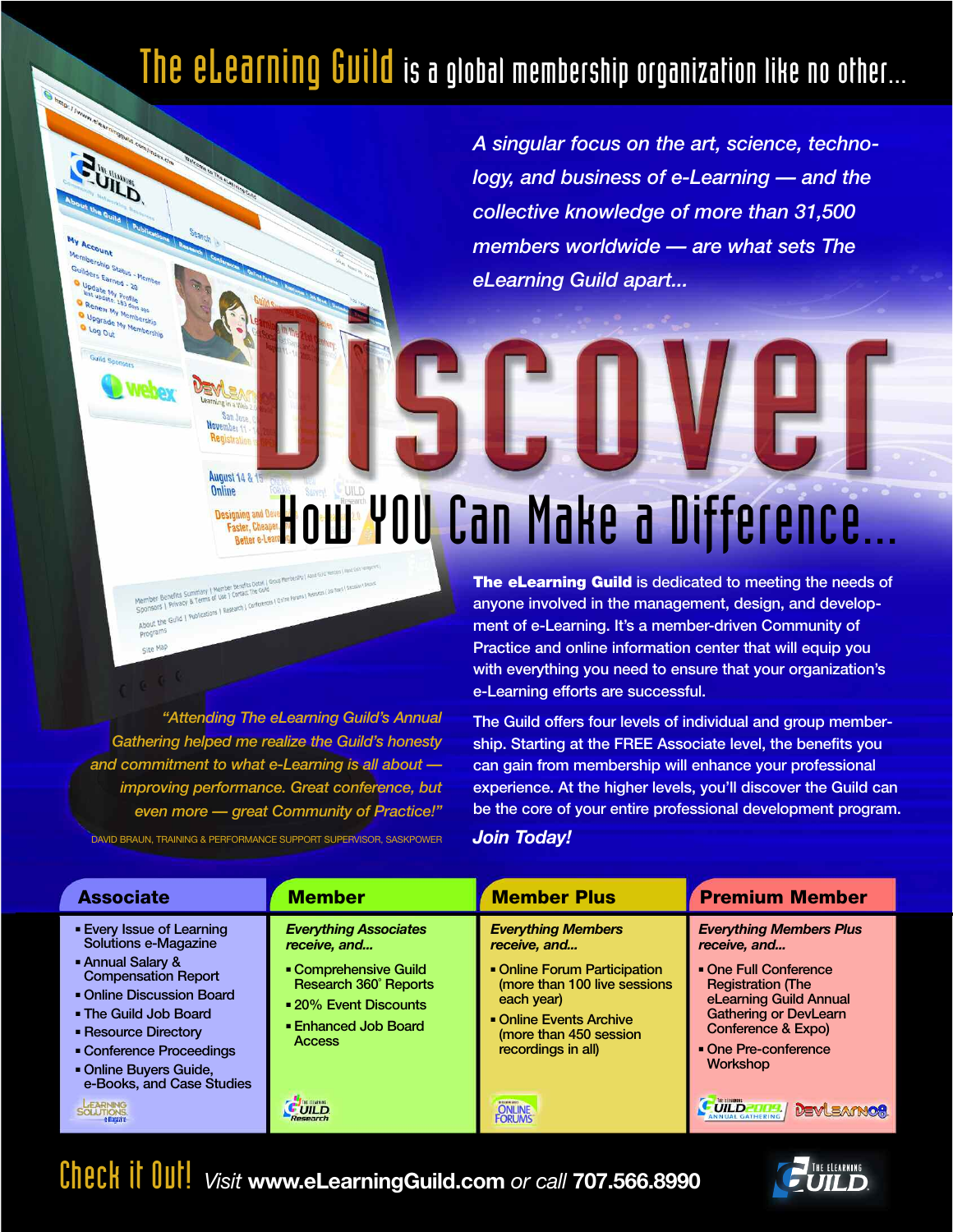# The eLearning Guild is a global membership organization like no other...

*A singular focus on the art, science, technology, and business of e-Learning — and the collective knowledge of more than 31,500 members worldwide — are what sets The eLearning Guild apart...*

# Discover How YOU Can Make a Difference...

**The eLearning Guild** is dedicated to meeting the needs of anyone involved in the management, design, and development of e-Learning. It's a member-driven Community of Practice and online information center that will equip you with everything you need to ensure that your organization's e-Learning efforts are successful.

The Guild offers four levels of individual and group membership. Starting at the FREE Associate level, the benefits you can gain from membership will enhance your professional experience. At the higher levels, you'll discover the Guild can be the core of your entire professional development program.

***Join Today!***

*"Attending The eLearning Guild's Annual Gathering helped me realize the Guild's honesty and commitment to what e-Learning is all about — improving performance. Great conference, but even more — great Community of Practice!"*

DAVID BRAUN, TRAINING & PERFORMANCE SUPPORT SUPERVISOR, SASKPOWER

## Associate

- Every Issue of Learning Solutions e-Magazine
- Annual Salary & Compensation Report
- Online Discussion Board
- The Guild Job Board
- Resource Directory
- Conference Proceedings
- Online Buyers Guide, e-Books, and Case Studies

## Member

***Everything Associates receive, and...***

- Comprehensive Guild Research 360° Reports
- 20% Event Discounts
- Enhanced Job Board Access

## Member Plus

***Everything Members receive, and...***

- Online Forum Participation (more than 100 live sessions each year)
- Online Events Archive (more than 450 session recordings in all)

## Premium Member

***Everything Members Plus receive, and...***

- One Full Conference Registration (The eLearning Guild Annual Gathering or DevLearn Conference & Expo)
- One Pre-conference Workshop

**Check it Out!** *Visit* **www.eLearningGuild.com** *or call* **707.566.8990**